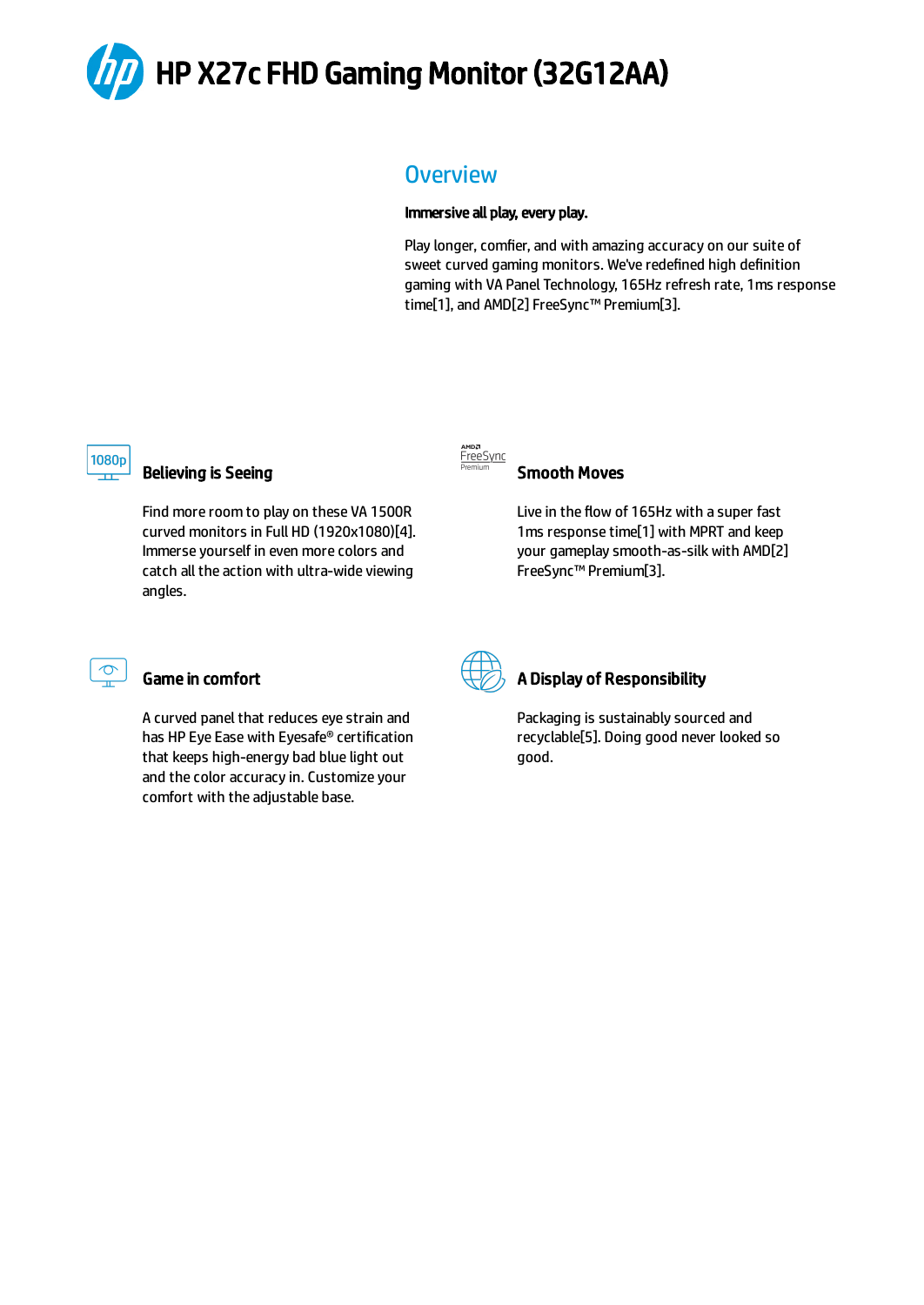# HP X27c FHD Gaming Monitor (32G12AA)

## Overview

**Immersive all play, every play.**

Play longer, comfier, and with amazing accuracy on our suite of sweet curved gaming monitors. We've redefined high definition gaming with VA Panel Technology, 165Hz refresh rate, 1ms response time[1], and AMD[2] FreeSync™ Premium[3].

### Believing is Seeing

Find more room to play on these VA 1500R curved monitors in Full HD (1920x1080)[4]. Immerse yourself in even more colors and catch all the action with ultra-wide viewing angles.

### Smooth Moves

Live in the flow of 165Hz with a super fast 1ms response time[1] with MPRT and keep your gameplay smooth-as-silk with AMD[2] FreeSync™ Premium[3].

### Game in comfort

A curved panel that reduces eye strain and has HP Eye Ease with Eyesafe® certification that keeps high-energy bad blue light out and the color accuracy in. Customize your comfort with the adjustable base.

### A Display of Responsibility

Packaging is sustainably sourced and recyclable[5]. Doing good never looked so good.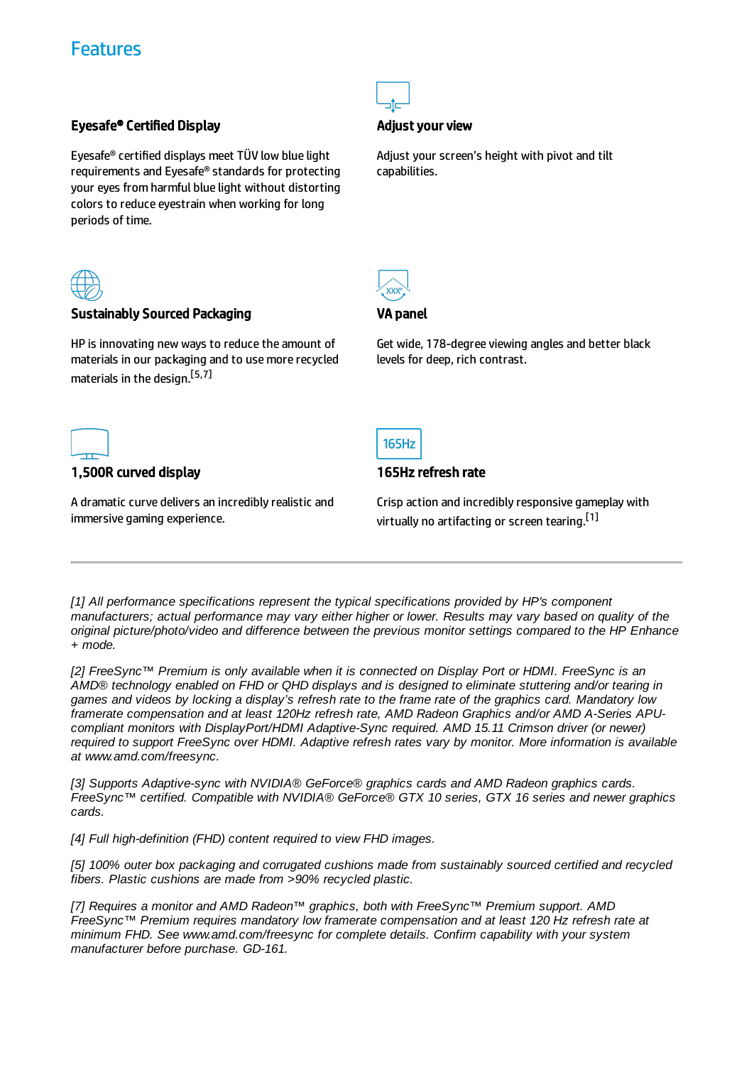## Features

### Eyesafe® Certified Display

Eyesafe® certified displays meet TÜV low blue light requirements and Eyesafe® standards for protecting your eyes from harmful blue light without distorting colors to reduce eyestrain when working for long periods of time.

### Adjust your view

Adjust your screen's height with pivot and tilt capabilities.

### Sustainably Sourced Packaging

HP is innovating new ways to reduce the amount of materials in our packaging and to use more recycled materials in the design.[5,7]

### VA panel

Get wide, 178-degree viewing angles and better black levels for deep, rich contrast.

### 1,500R curved display

A dramatic curve delivers an incredibly realistic and immersive gaming experience.

### 165Hz refresh rate

Crisp action and incredibly responsive gameplay with virtually no artifacting or screen tearing.[1]

---

*[1] All performance specifications represent the typical specifications provided by HP's component manufacturers; actual performance may vary either higher or lower. Results may vary based on quality of the original picture/photo/video and difference between the previous monitor settings compared to the HP Enhance + mode.*

*[2] FreeSync™ Premium is only available when it is connected on Display Port or HDMI. FreeSync is an AMD® technology enabled on FHD or QHD displays and is designed to eliminate stuttering and/or tearing in games and videos by locking a display's refresh rate to the frame rate of the graphics card. Mandatory low framerate compensation and at least 120Hz refresh rate, AMD Radeon Graphics and/or AMD A-Series APU-compliant monitors with DisplayPort/HDMI Adaptive-Sync required. AMD 15.11 Crimson driver (or newer) required to support FreeSync over HDMI. Adaptive refresh rates vary by monitor. More information is available at www.amd.com/freesync.*

*[3] Supports Adaptive-sync with NVIDIA® GeForce® graphics cards and AMD Radeon graphics cards. FreeSync™ certified. Compatible with NVIDIA® GeForce® GTX 10 series, GTX 16 series and newer graphics cards.*

*[4] Full high-definition (FHD) content required to view FHD images.*

*[5] 100% outer box packaging and corrugated cushions made from sustainably sourced certified and recycled fibers. Plastic cushions are made from >90% recycled plastic.*

*[7] Requires a monitor and AMD Radeon™ graphics, both with FreeSync™ Premium support. AMD FreeSync™ Premium requires mandatory low framerate compensation and at least 120 Hz refresh rate at minimum FHD. See www.amd.com/freesync for complete details. Confirm capability with your system manufacturer before purchase. GD-161.*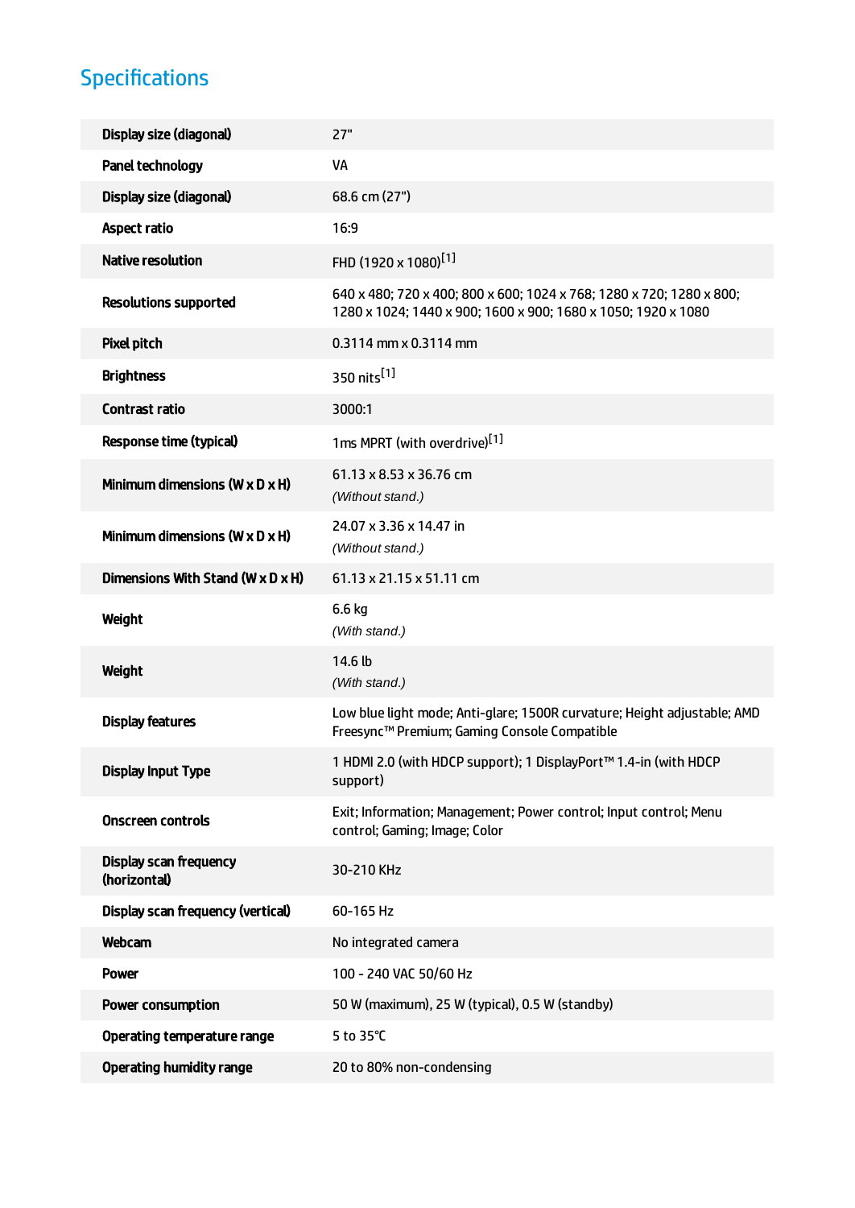## Specifications

| | |
|---|---|
| **Display size (diagonal)** | 27" |
| **Panel technology** | VA |
| **Display size (diagonal)** | 68.6 cm (27") |
| **Aspect ratio** | 16:9 |
| **Native resolution** | FHD (1920 x 1080)[1] |
| **Resolutions supported** | 640 x 480; 720 x 400; 800 x 600; 1024 x 768; 1280 x 720; 1280 x 800; 1280 x 1024; 1440 x 900; 1600 x 900; 1680 x 1050; 1920 x 1080 |
| **Pixel pitch** | 0.3114 mm x 0.3114 mm |
| **Brightness** | 350 nits[1] |
| **Contrast ratio** | 3000:1 |
| **Response time (typical)** | 1ms MPRT (with overdrive)[1] |
| **Minimum dimensions (W x D x H)** | 61.13 x 8.53 x 36.76 cm *(Without stand.)* |
| **Minimum dimensions (W x D x H)** | 24.07 x 3.36 x 14.47 in *(Without stand.)* |
| **Dimensions With Stand (W x D x H)** | 61.13 x 21.15 x 51.11 cm |
| **Weight** | 6.6 kg *(With stand.)* |
| **Weight** | 14.6 lb *(With stand.)* |
| **Display features** | Low blue light mode; Anti-glare; 1500R curvature; Height adjustable; AMD Freesync™ Premium; Gaming Console Compatible |
| **Display Input Type** | 1 HDMI 2.0 (with HDCP support); 1 DisplayPort™ 1.4-in (with HDCP support) |
| **Onscreen controls** | Exit; Information; Management; Power control; Input control; Menu control; Gaming; Image; Color |
| **Display scan frequency (horizontal)** | 30-210 KHz |
| **Display scan frequency (vertical)** | 60-165 Hz |
| **Webcam** | No integrated camera |
| **Power** | 100 - 240 VAC 50/60 Hz |
| **Power consumption** | 50 W (maximum), 25 W (typical), 0.5 W (standby) |
| **Operating temperature range** | 5 to 35°C |
| **Operating humidity range** | 20 to 80% non-condensing |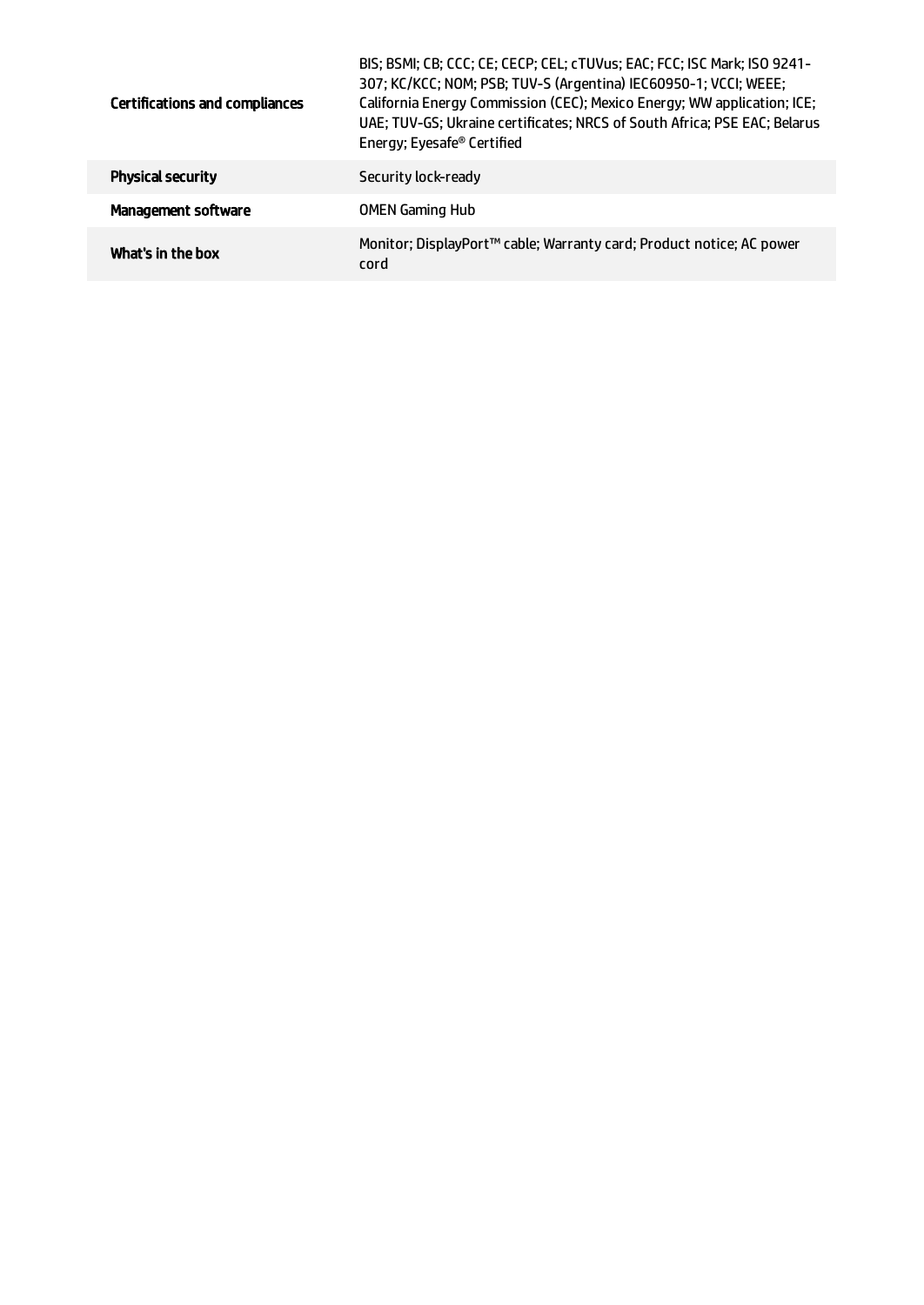| | |
|---|---|
| **Certifications and compliances** | BIS; BSMI; CB; CCC; CE; CECP; CEL; cTUVus; EAC; FCC; ISC Mark; ISO 9241-307; KC/KCC; NOM; PSB; TUV-S (Argentina) IEC60950-1; VCCI; WEEE; California Energy Commission (CEC); Mexico Energy; WW application; ICE; UAE; TUV-GS; Ukraine certificates; NRCS of South Africa; PSE EAC; Belarus Energy; Eyesafe® Certified |
| **Physical security** | Security lock-ready |
| **Management software** | OMEN Gaming Hub |
| **What's in the box** | Monitor; DisplayPort™ cable; Warranty card; Product notice; AC power cord |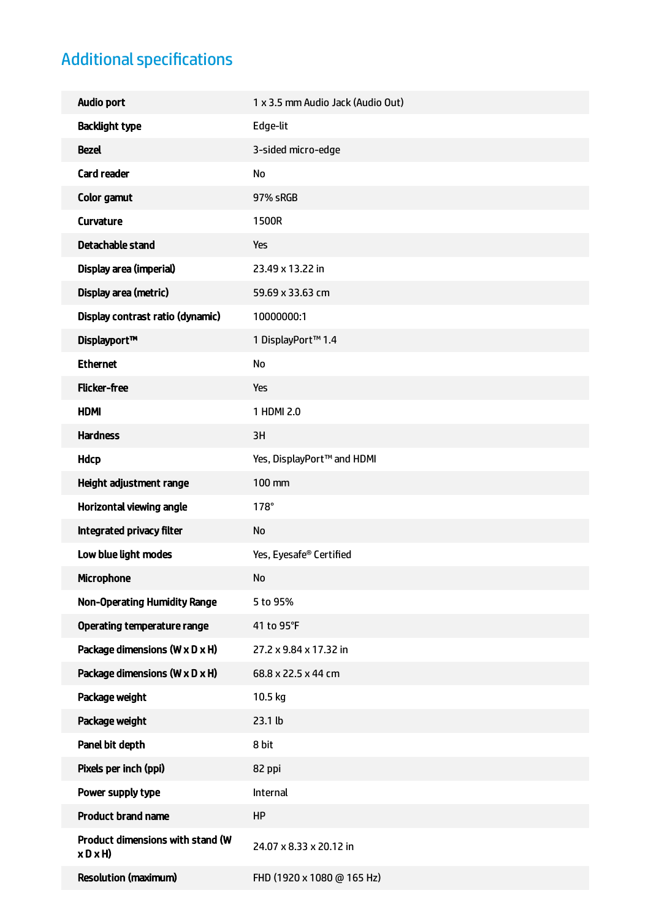## Additional specifications

| | |
|---|---|
| Audio port | 1 x 3.5 mm Audio Jack (Audio Out) |
| Backlight type | Edge-lit |
| Bezel | 3-sided micro-edge |
| Card reader | No |
| Color gamut | 97% sRGB |
| Curvature | 1500R |
| Detachable stand | Yes |
| Display area (imperial) | 23.49 x 13.22 in |
| Display area (metric) | 59.69 x 33.63 cm |
| Display contrast ratio (dynamic) | 10000000:1 |
| Displayport™ | 1 DisplayPort™ 1.4 |
| Ethernet | No |
| Flicker-free | Yes |
| HDMI | 1 HDMI 2.0 |
| Hardness | 3H |
| Hdcp | Yes, DisplayPort™ and HDMI |
| Height adjustment range | 100 mm |
| Horizontal viewing angle | 178° |
| Integrated privacy filter | No |
| Low blue light modes | Yes, Eyesafe® Certified |
| Microphone | No |
| Non-Operating Humidity Range | 5 to 95% |
| Operating temperature range | 41 to 95°F |
| Package dimensions (W x D x H) | 27.2 x 9.84 x 17.32 in |
| Package dimensions (W x D x H) | 68.8 x 22.5 x 44 cm |
| Package weight | 10.5 kg |
| Package weight | 23.1 lb |
| Panel bit depth | 8 bit |
| Pixels per inch (ppi) | 82 ppi |
| Power supply type | Internal |
| Product brand name | HP |
| Product dimensions with stand (W x D x H) | 24.07 x 8.33 x 20.12 in |
| Resolution (maximum) | FHD (1920 x 1080 @ 165 Hz) |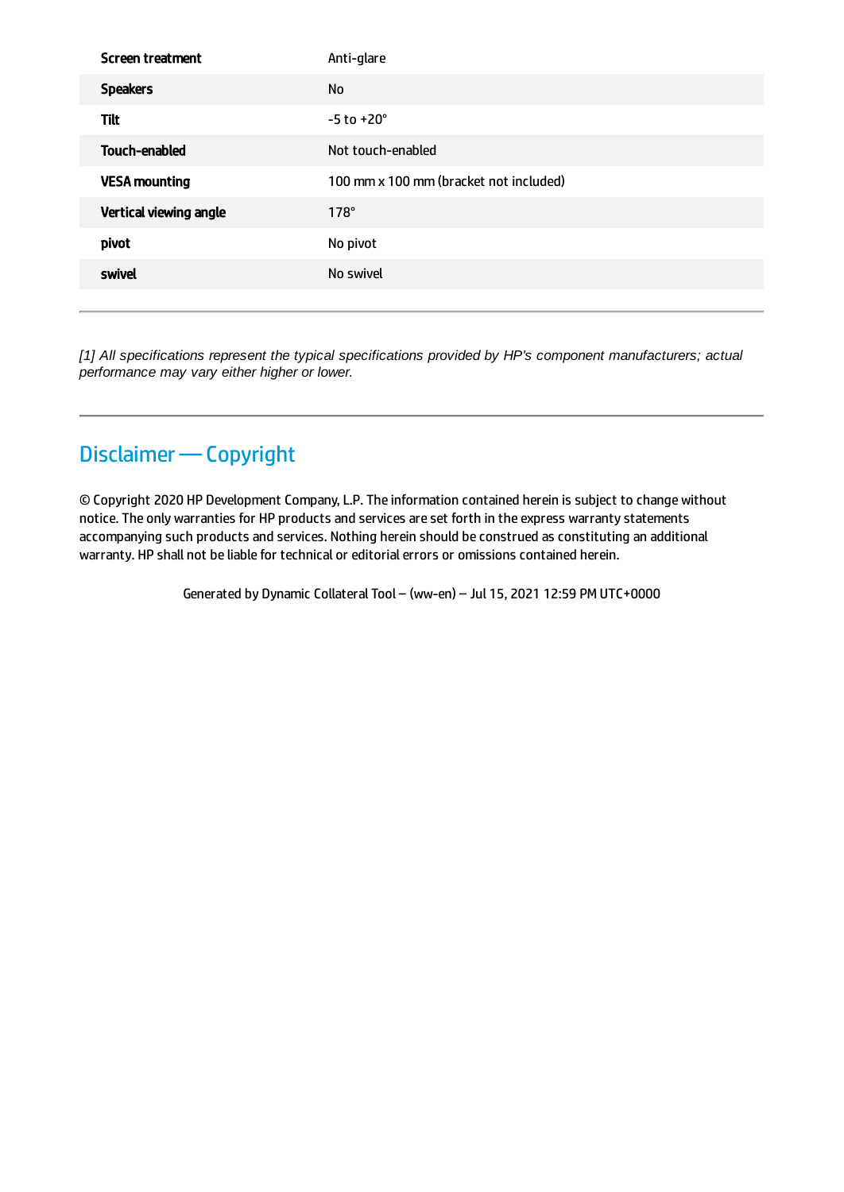| | |
|---|---|
| **Screen treatment** | Anti-glare |
| **Speakers** | No |
| **Tilt** | -5 to +20° |
| **Touch-enabled** | Not touch-enabled |
| **VESA mounting** | 100 mm x 100 mm (bracket not included) |
| **Vertical viewing angle** | 178° |
| **pivot** | No pivot |
| **swivel** | No swivel |

*[1] All specifications represent the typical specifications provided by HP's component manufacturers; actual performance may vary either higher or lower.*

## Disclaimer — Copyright

© Copyright 2020 HP Development Company, L.P. The information contained herein is subject to change without notice. The only warranties for HP products and services are set forth in the express warranty statements accompanying such products and services. Nothing herein should be construed as constituting an additional warranty. HP shall not be liable for technical or editorial errors or omissions contained herein.

Generated by Dynamic Collateral Tool – (ww-en) – Jul 15, 2021 12:59 PM UTC+0000